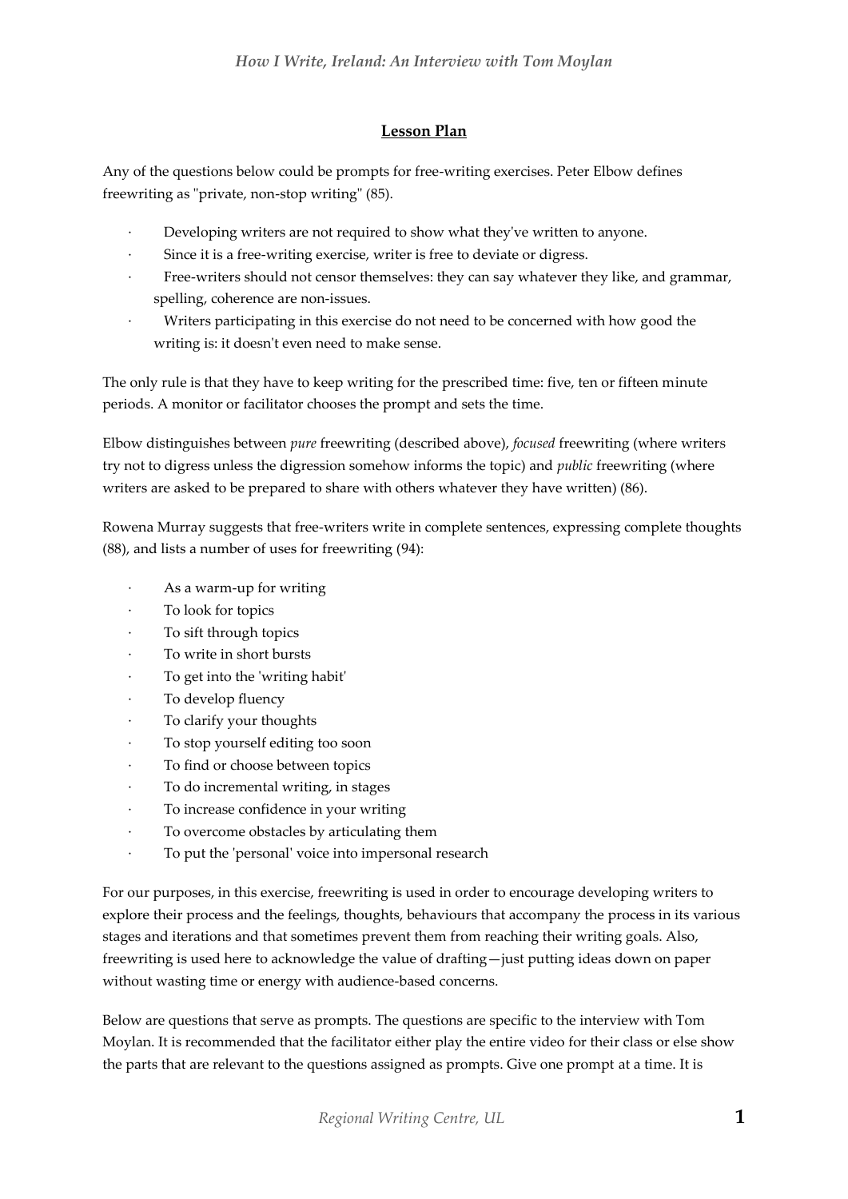## Lesson Plan

Any of the questions below could be prompts for free-writing exercises. Peter Elbow defines freewriting as "private, non-stop writing" (85).

- Developing writers are not required to show what they've written to anyone.
- Since it is a free-writing exercise, writer is free to deviate or digress.
- Free-writers should not censor themselves: they can say whatever they like, and grammar, spelling, coherence are non-issues.
- Writers participating in this exercise do not need to be concerned with how good the writing is: it doesn't even need to make sense.

The only rule is that they have to keep writing for the prescribed time: five, ten or fifteen minute periods. A monitor or facilitator chooses the prompt and sets the time.

Elbow distinguishes between *pure* freewriting (described above), *focused* freewriting (where writers try not to digress unless the digression somehow informs the topic) and *public* freewriting (where writers are asked to be prepared to share with others whatever they have written) (86).

Rowena Murray suggests that free-writers write in complete sentences, expressing complete thoughts (88), and lists a number of uses for freewriting (94):

- As a warm-up for writing
- To look for topics
- To sift through topics
- To write in short bursts
- To get into the 'writing habit'
- To develop fluency
- To clarify your thoughts
- To stop yourself editing too soon
- To find or choose between topics
- To do incremental writing, in stages
- To increase confidence in your writing
- To overcome obstacles by articulating them
- To put the 'personal' voice into impersonal research

For our purposes, in this exercise, freewriting is used in order to encourage developing writers to explore their process and the feelings, thoughts, behaviours that accompany the process in its various stages and iterations and that sometimes prevent them from reaching their writing goals. Also, freewriting is used here to acknowledge the value of drafting—just putting ideas down on paper without wasting time or energy with audience-based concerns.

Below are questions that serve as prompts. The questions are specific to the interview with Tom Moylan. It is recommended that the facilitator either play the entire video for their class or else show the parts that are relevant to the questions assigned as prompts. Give one prompt at a time. It is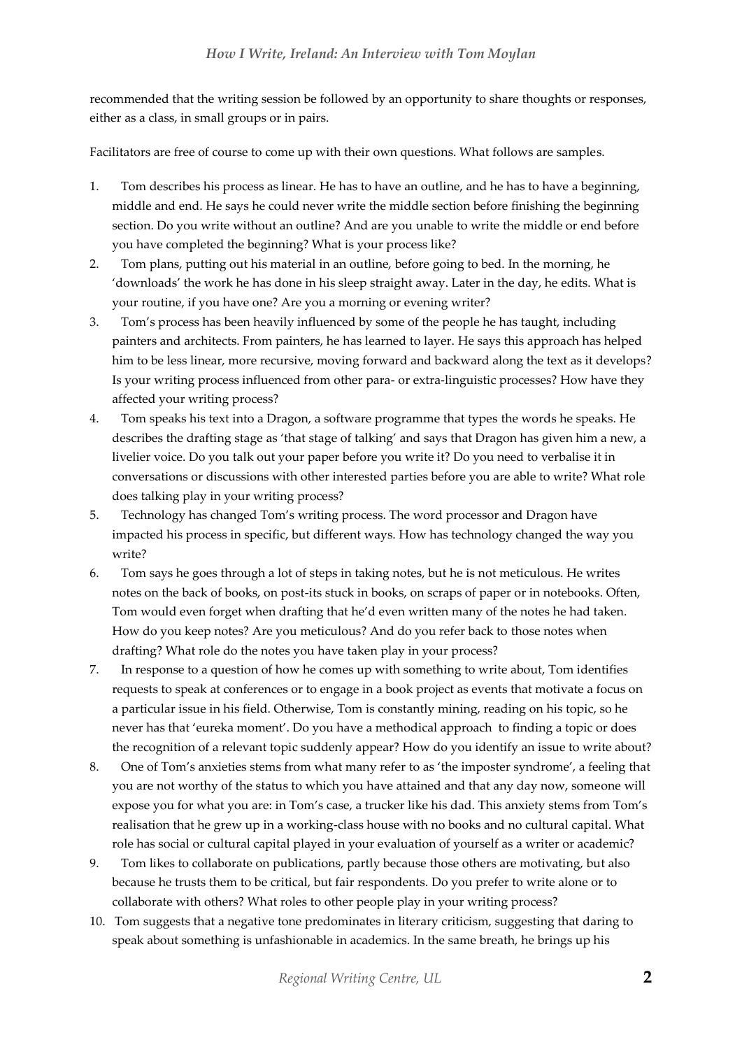recommended that the writing session be followed by an opportunity to share thoughts or responses, either as a class, in small groups or in pairs.

Facilitators are free of course to come up with their own questions. What follows are samples.

1. Tom describes his process as linear. He has to have an outline, and he has to have a beginning, middle and end. He says he could never write the middle section before finishing the beginning section. Do you write without an outline? And are you unable to write the middle or end before you have completed the beginning? What is your process like?
2. Tom plans, putting out his material in an outline, before going to bed. In the morning, he 'downloads' the work he has done in his sleep straight away. Later in the day, he edits. What is your routine, if you have one? Are you a morning or evening writer?
3. Tom's process has been heavily influenced by some of the people he has taught, including painters and architects. From painters, he has learned to layer. He says this approach has helped him to be less linear, more recursive, moving forward and backward along the text as it develops? Is your writing process influenced from other para- or extra-linguistic processes? How have they affected your writing process?
4. Tom speaks his text into a Dragon, a software programme that types the words he speaks. He describes the drafting stage as 'that stage of talking' and says that Dragon has given him a new, a livelier voice. Do you talk out your paper before you write it? Do you need to verbalise it in conversations or discussions with other interested parties before you are able to write? What role does talking play in your writing process?
5. Technology has changed Tom's writing process. The word processor and Dragon have impacted his process in specific, but different ways. How has technology changed the way you write?
6. Tom says he goes through a lot of steps in taking notes, but he is not meticulous. He writes notes on the back of books, on post-its stuck in books, on scraps of paper or in notebooks. Often, Tom would even forget when drafting that he'd even written many of the notes he had taken. How do you keep notes? Are you meticulous? And do you refer back to those notes when drafting? What role do the notes you have taken play in your process?
7. In response to a question of how he comes up with something to write about, Tom identifies requests to speak at conferences or to engage in a book project as events that motivate a focus on a particular issue in his field. Otherwise, Tom is constantly mining, reading on his topic, so he never has that 'eureka moment'. Do you have a methodical approach to finding a topic or does the recognition of a relevant topic suddenly appear? How do you identify an issue to write about?
8. One of Tom's anxieties stems from what many refer to as 'the imposter syndrome', a feeling that you are not worthy of the status to which you have attained and that any day now, someone will expose you for what you are: in Tom's case, a trucker like his dad. This anxiety stems from Tom's realisation that he grew up in a working-class house with no books and no cultural capital. What role has social or cultural capital played in your evaluation of yourself as a writer or academic?
9. Tom likes to collaborate on publications, partly because those others are motivating, but also because he trusts them to be critical, but fair respondents. Do you prefer to write alone or to collaborate with others? What roles to other people play in your writing process?
10. Tom suggests that a negative tone predominates in literary criticism, suggesting that daring to speak about something is unfashionable in academics. In the same breath, he brings up his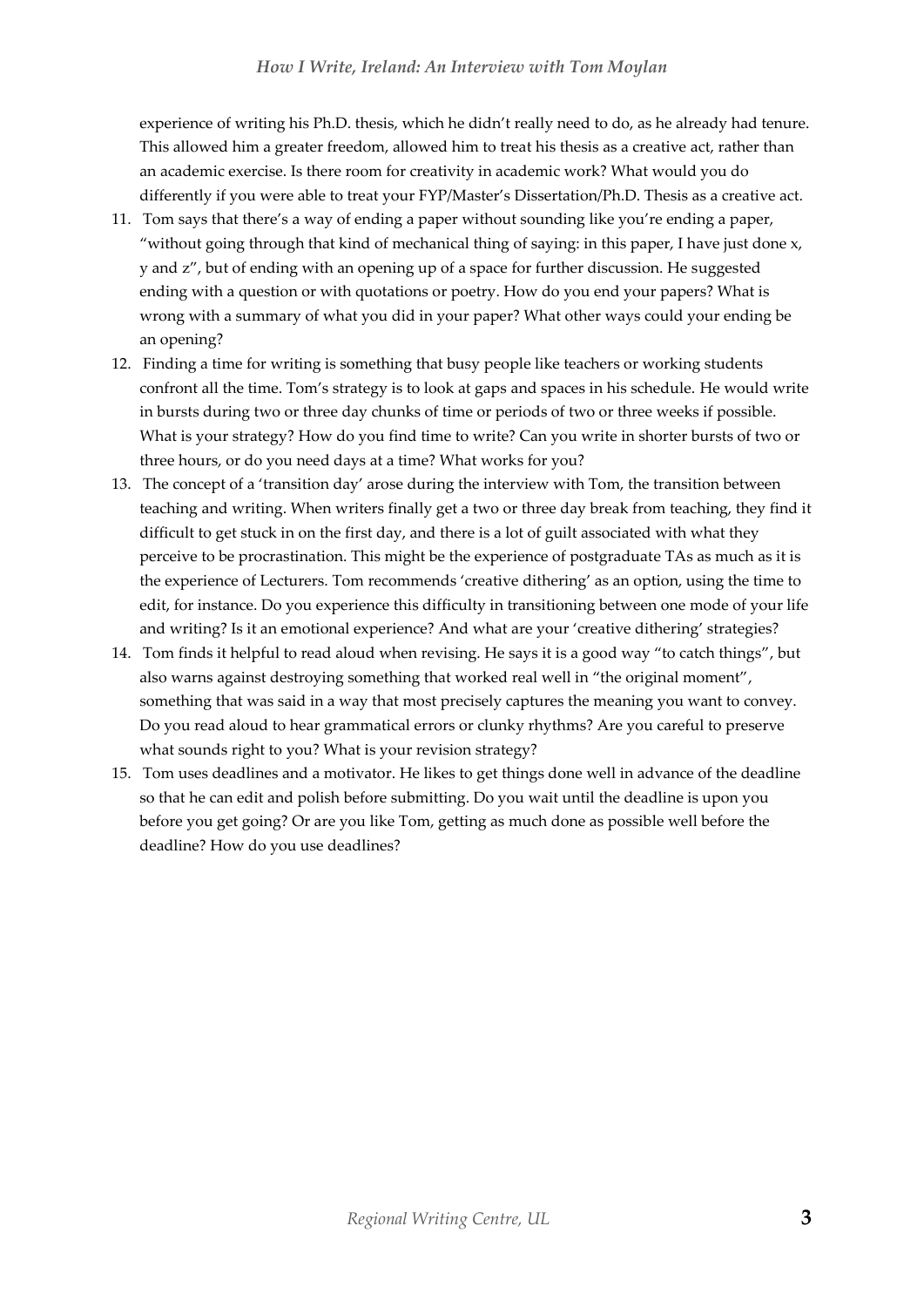experience of writing his Ph.D. thesis, which he didn't really need to do, as he already had tenure. This allowed him a greater freedom, allowed him to treat his thesis as a creative act, rather than an academic exercise. Is there room for creativity in academic work? What would you do differently if you were able to treat your FYP/Master's Dissertation/Ph.D. Thesis as a creative act.

11. Tom says that there's a way of ending a paper without sounding like you're ending a paper, "without going through that kind of mechanical thing of saying: in this paper, I have just done x, y and z", but of ending with an opening up of a space for further discussion. He suggested ending with a question or with quotations or poetry. How do you end your papers? What is wrong with a summary of what you did in your paper? What other ways could your ending be an opening?
12. Finding a time for writing is something that busy people like teachers or working students confront all the time. Tom's strategy is to look at gaps and spaces in his schedule. He would write in bursts during two or three day chunks of time or periods of two or three weeks if possible. What is your strategy? How do you find time to write? Can you write in shorter bursts of two or three hours, or do you need days at a time? What works for you?
13. The concept of a 'transition day' arose during the interview with Tom, the transition between teaching and writing. When writers finally get a two or three day break from teaching, they find it difficult to get stuck in on the first day, and there is a lot of guilt associated with what they perceive to be procrastination. This might be the experience of postgraduate TAs as much as it is the experience of Lecturers. Tom recommends 'creative dithering' as an option, using the time to edit, for instance. Do you experience this difficulty in transitioning between one mode of your life and writing? Is it an emotional experience? And what are your 'creative dithering' strategies?
14. Tom finds it helpful to read aloud when revising. He says it is a good way "to catch things", but also warns against destroying something that worked real well in "the original moment", something that was said in a way that most precisely captures the meaning you want to convey. Do you read aloud to hear grammatical errors or clunky rhythms? Are you careful to preserve what sounds right to you? What is your revision strategy?
15. Tom uses deadlines and a motivator. He likes to get things done well in advance of the deadline so that he can edit and polish before submitting. Do you wait until the deadline is upon you before you get going? Or are you like Tom, getting as much done as possible well before the deadline? How do you use deadlines?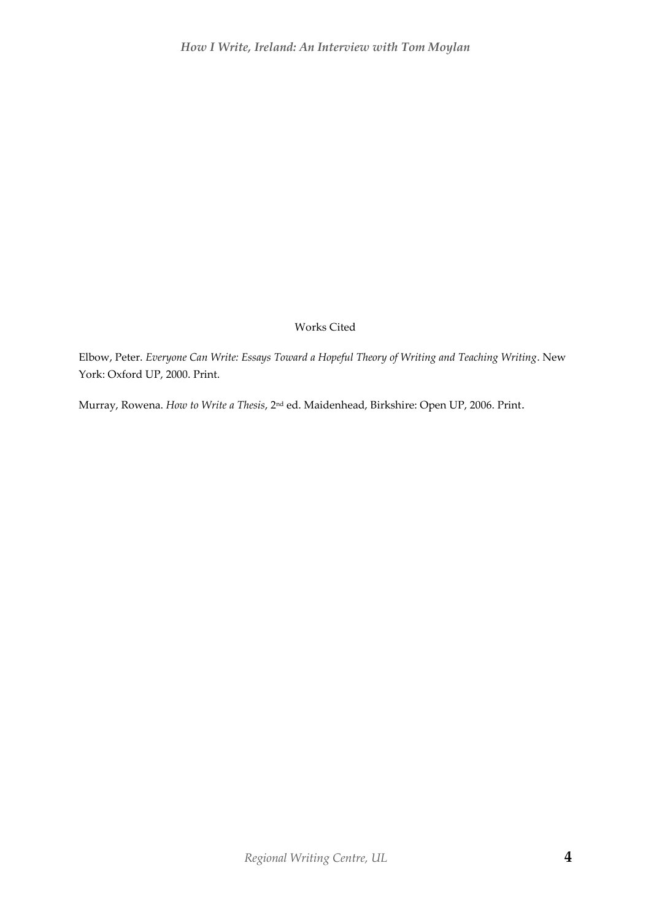## Works Cited

Elbow, Peter. *Everyone Can Write: Essays Toward a Hopeful Theory of Writing and Teaching Writing*. New York: Oxford UP, 2000. Print.

Murray, Rowena. *How to Write a Thesis*, 2nd ed. Maidenhead, Birkshire: Open UP, 2006. Print.